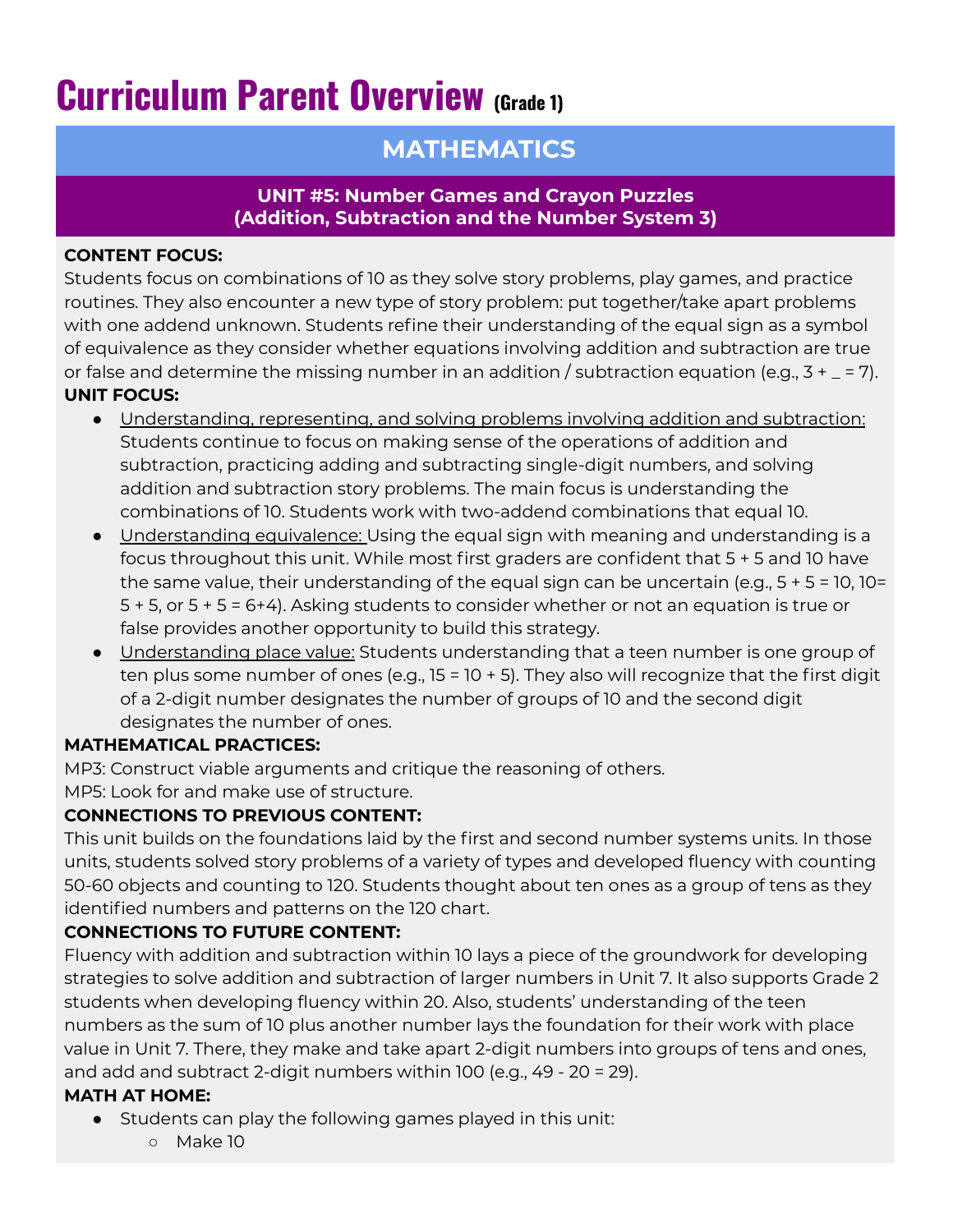# Curriculum Parent Overview (Grade 1)

## MATHEMATICS

### UNIT #5: Number Games and Crayon Puzzles (Addition, Subtraction and the Number System 3)

**CONTENT FOCUS:**
Students focus on combinations of 10 as they solve story problems, play games, and practice routines. They also encounter a new type of story problem: put together/take apart problems with one addend unknown. Students refine their understanding of the equal sign as a symbol of equivalence as they consider whether equations involving addition and subtraction are true or false and determine the missing number in an addition / subtraction equation (e.g., $3 + \_ = 7$).

**UNIT FOCUS:**

- Understanding, representing, and solving problems involving addition and subtraction: Students continue to focus on making sense of the operations of addition and subtraction, practicing adding and subtracting single-digit numbers, and solving addition and subtraction story problems. The main focus is understanding the combinations of 10. Students work with two-addend combinations that equal 10.
- Understanding equivalence: Using the equal sign with meaning and understanding is a focus throughout this unit. While most first graders are confident that $5 + 5$ and 10 have the same value, their understanding of the equal sign can be uncertain (e.g., $5 + 5 = 10$, $10= 5 + 5$, or $5 + 5 = 6+4$). Asking students to consider whether or not an equation is true or false provides another opportunity to build this strategy.
- Understanding place value: Students understanding that a teen number is one group of ten plus some number of ones (e.g., $15 = 10 + 5$). They also will recognize that the first digit of a 2-digit number designates the number of groups of 10 and the second digit designates the number of ones.

**MATHEMATICAL PRACTICES:**
MP3: Construct viable arguments and critique the reasoning of others.
MP5: Look for and make use of structure.

**CONNECTIONS TO PREVIOUS CONTENT:**
This unit builds on the foundations laid by the first and second number systems units. In those units, students solved story problems of a variety of types and developed fluency with counting 50-60 objects and counting to 120. Students thought about ten ones as a group of tens as they identified numbers and patterns on the 120 chart.

**CONNECTIONS TO FUTURE CONTENT:**
Fluency with addition and subtraction within 10 lays a piece of the groundwork for developing strategies to solve addition and subtraction of larger numbers in Unit 7. It also supports Grade 2 students when developing fluency within 20. Also, students' understanding of the teen numbers as the sum of 10 plus another number lays the foundation for their work with place value in Unit 7. There, they make and take apart 2-digit numbers into groups of tens and ones, and add and subtract 2-digit numbers within 100 (e.g., $49 - 20 = 29$).

**MATH AT HOME:**

- Students can play the following games played in this unit:
  - Make 10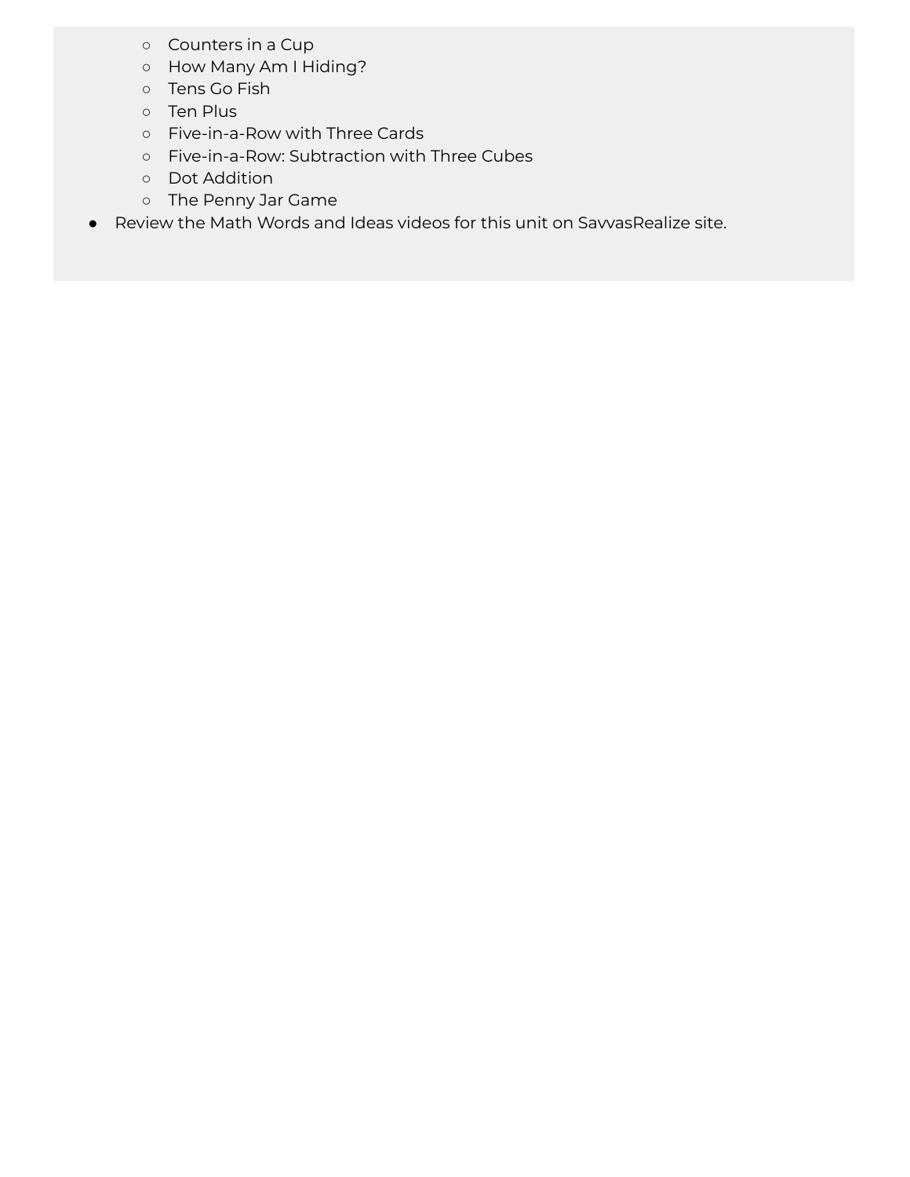- Counters in a Cup
    - How Many Am I Hiding?
    - Tens Go Fish
    - Ten Plus
    - Five-in-a-Row with Three Cards
    - Five-in-a-Row: Subtraction with Three Cubes
    - Dot Addition
    - The Penny Jar Game
- Review the Math Words and Ideas videos for this unit on SavvasRealize site.